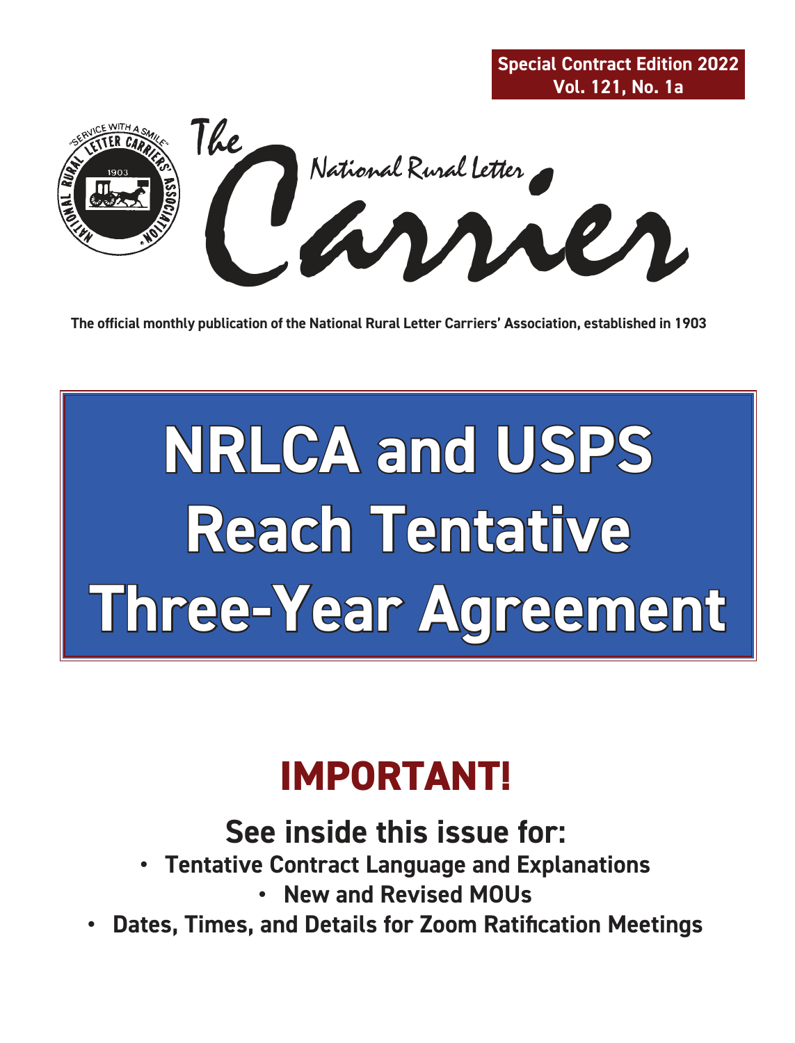**Special Contract Edition 2022**
**Vol. 121, No. 1a**

# The National Rural Letter Carrier

The official monthly publication of the National Rural Letter Carriers' Association, established in 1903

# NRLCA and USPS Reach Tentative Three-Year Agreement

## IMPORTANT!

### See inside this issue for:

- Tentative Contract Language and Explanations
- New and Revised MOUs
- Dates, Times, and Details for Zoom Ratification Meetings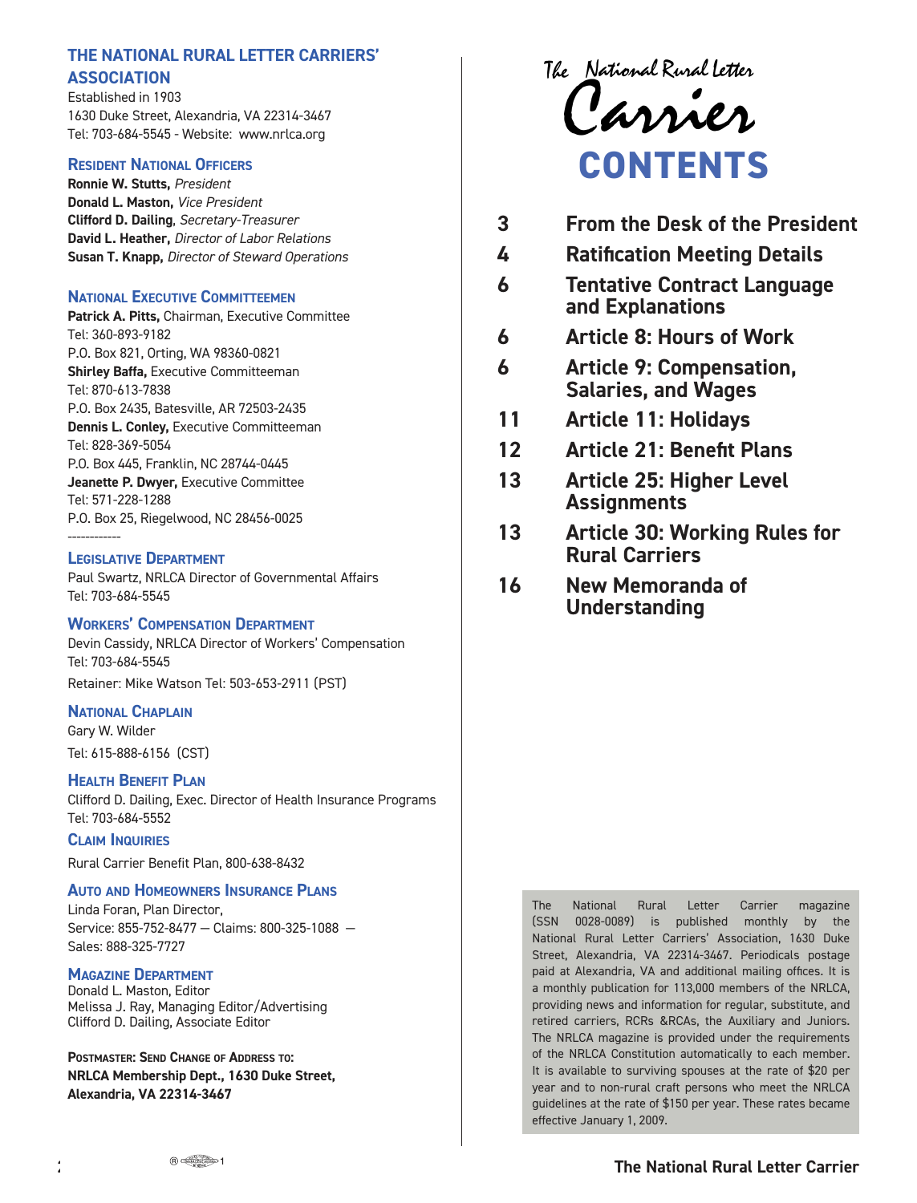## THE NATIONAL RURAL LETTER CARRIERS' ASSOCIATION

Established in 1903
1630 Duke Street, Alexandria, VA 22314-3467
Tel: 703-684-5545 - Website: www.nrlca.org

### Resident National Officers

**Ronnie W. Stutts,** *President*
**Donald L. Maston,** *Vice President*
**Clifford D. Dailing**, *Secretary-Treasurer*
**David L. Heather,** *Director of Labor Relations*
**Susan T. Knapp,** *Director of Steward Operations*

### National Executive Committeemen

**Patrick A. Pitts,** Chairman, Executive Committee
Tel: 360-893-9182
P.O. Box 821, Orting, WA 98360-0821
**Shirley Baffa,** Executive Committeeman
Tel: 870-613-7838
P.O. Box 2435, Batesville, AR 72503-2435
**Dennis L. Conley,** Executive Committeeman
Tel: 828-369-5054
P.O. Box 445, Franklin, NC 28744-0445
**Jeanette P. Dwyer,** Executive Committee
Tel: 571-228-1288
P.O. Box 25, Riegelwood, NC 28456-0025

------------

### Legislative Department

Paul Swartz, NRLCA Director of Governmental Affairs
Tel: 703-684-5545

### Workers' Compensation Department

Devin Cassidy, NRLCA Director of Workers' Compensation
Tel: 703-684-5545
Retainer: Mike Watson Tel: 503-653-2911 (PST)

### National Chaplain

Gary W. Wilder
Tel: 615-888-6156 (CST)

### Health Benefit Plan

Clifford D. Dailing, Exec. Director of Health Insurance Programs
Tel: 703-684-5552

### Claim Inquiries

Rural Carrier Benefit Plan, 800-638-8432

### Auto and Homeowners Insurance Plans

Linda Foran, Plan Director,
Service: 855-752-8477 — Claims: 800-325-1088 —
Sales: 888-325-7727

### Magazine Department

Donald L. Maston, Editor
Melissa J. Ray, Managing Editor/Advertising
Clifford D. Dailing, Associate Editor

**Postmaster: Send Change of Address to:**
**NRLCA Membership Dept., 1630 Duke Street, Alexandria, VA 22314-3467**

# The National Rural Letter Carrier

# CONTENTS

| | |
|---|---|
| 3 | From the Desk of the President |
| 4 | Ratification Meeting Details |
| 6 | Tentative Contract Language and Explanations |
| 6 | Article 8: Hours of Work |
| 6 | Article 9: Compensation, Salaries, and Wages |
| 11 | Article 11: Holidays |
| 12 | Article 21: Benefit Plans |
| 13 | Article 25: Higher Level Assignments |
| 13 | Article 30: Working Rules for Rural Carriers |
| 16 | New Memoranda of Understanding |

The National Rural Letter Carrier magazine (SSN 0028-0089) is published monthly by the National Rural Letter Carriers' Association, 1630 Duke Street, Alexandria, VA 22314-3467. Periodicals postage paid at Alexandria, VA and additional mailing offices. It is a monthly publication for 113,000 members of the NRLCA, providing news and information for regular, substitute, and retired carriers, RCRs &RCAs, the Auxiliary and Juniors. The NRLCA magazine is provided under the requirements of the NRLCA Constitution automatically to each member. It is available to surviving spouses at the rate of $20 per year and to non-rural craft persons who meet the NRLCA guidelines at the rate of $150 per year. These rates became effective January 1, 2009.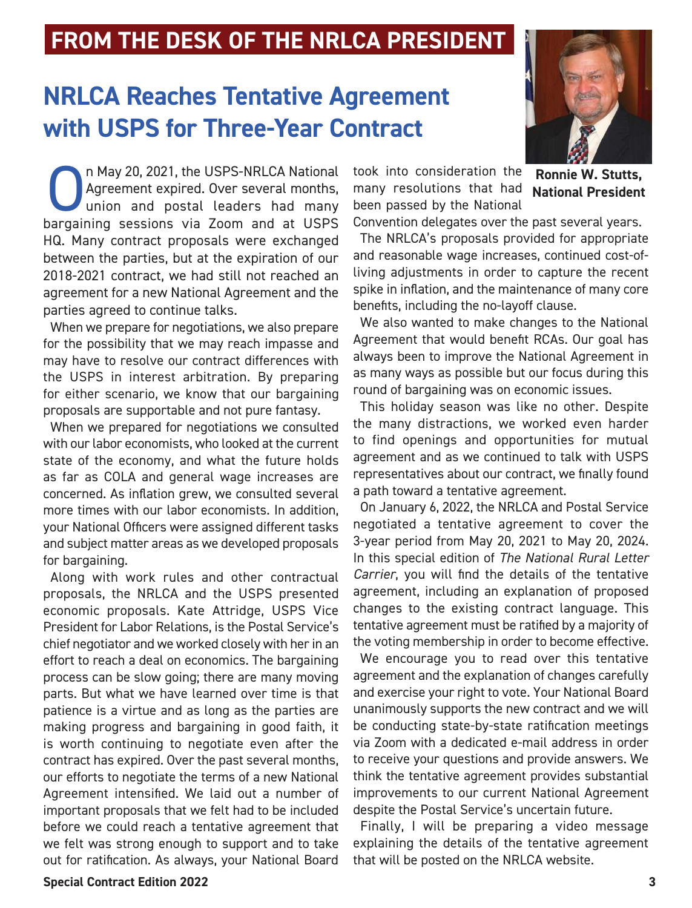## FROM THE DESK OF THE NRLCA PRESIDENT

# NRLCA Reaches Tentative Agreement with USPS for Three-Year Contract

**Ronnie W. Stutts, National President**

On May 20, 2021, the USPS-NRLCA National Agreement expired. Over several months, union and postal leaders had many bargaining sessions via Zoom and at USPS HQ. Many contract proposals were exchanged between the parties, but at the expiration of our 2018-2021 contract, we had still not reached an agreement for a new National Agreement and the parties agreed to continue talks.

When we prepare for negotiations, we also prepare for the possibility that we may reach impasse and may have to resolve our contract differences with the USPS in interest arbitration. By preparing for either scenario, we know that our bargaining proposals are supportable and not pure fantasy.

When we prepared for negotiations we consulted with our labor economists, who looked at the current state of the economy, and what the future holds as far as COLA and general wage increases are concerned. As inflation grew, we consulted several more times with our labor economists. In addition, your National Officers were assigned different tasks and subject matter areas as we developed proposals for bargaining.

Along with work rules and other contractual proposals, the NRLCA and the USPS presented economic proposals. Kate Attridge, USPS Vice President for Labor Relations, is the Postal Service's chief negotiator and we worked closely with her in an effort to reach a deal on economics. The bargaining process can be slow going; there are many moving parts. But what we have learned over time is that patience is a virtue and as long as the parties are making progress and bargaining in good faith, it is worth continuing to negotiate even after the contract has expired. Over the past several months, our efforts to negotiate the terms of a new National Agreement intensified. We laid out a number of important proposals that we felt had to be included before we could reach a tentative agreement that we felt was strong enough to support and to take out for ratification. As always, your National Board took into consideration the many resolutions that had been passed by the National Convention delegates over the past several years.

The NRLCA's proposals provided for appropriate and reasonable wage increases, continued cost-of-living adjustments in order to capture the recent spike in inflation, and the maintenance of many core benefits, including the no-layoff clause.

We also wanted to make changes to the National Agreement that would benefit RCAs. Our goal has always been to improve the National Agreement in as many ways as possible but our focus during this round of bargaining was on economic issues.

This holiday season was like no other. Despite the many distractions, we worked even harder to find openings and opportunities for mutual agreement and as we continued to talk with USPS representatives about our contract, we finally found a path toward a tentative agreement.

On January 6, 2022, the NRLCA and Postal Service negotiated a tentative agreement to cover the 3-year period from May 20, 2021 to May 20, 2024. In this special edition of *The National Rural Letter Carrier*, you will find the details of the tentative agreement, including an explanation of proposed changes to the existing contract language. This tentative agreement must be ratified by a majority of the voting membership in order to become effective.

We encourage you to read over this tentative agreement and the explanation of changes carefully and exercise your right to vote. Your National Board unanimously supports the new contract and we will be conducting state-by-state ratification meetings via Zoom with a dedicated e-mail address in order to receive your questions and provide answers. We think the tentative agreement provides substantial improvements to our current National Agreement despite the Postal Service's uncertain future.

Finally, I will be preparing a video message explaining the details of the tentative agreement that will be posted on the NRLCA website.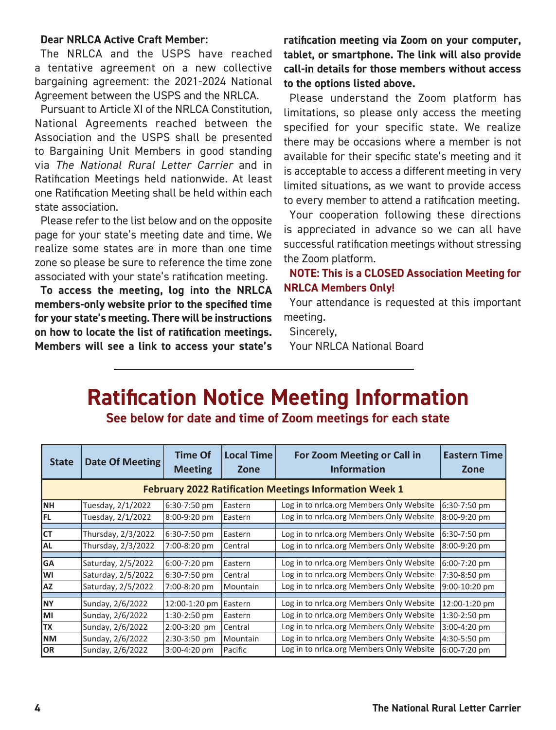**Dear NRLCA Active Craft Member:**

The NRLCA and the USPS have reached a tentative agreement on a new collective bargaining agreement: the 2021-2024 National Agreement between the USPS and the NRLCA.

Pursuant to Article XI of the NRLCA Constitution, National Agreements reached between the Association and the USPS shall be presented to Bargaining Unit Members in good standing via *The National Rural Letter Carrier* and in Ratification Meetings held nationwide. At least one Ratification Meeting shall be held within each state association.

Please refer to the list below and on the opposite page for your state's meeting date and time. We realize some states are in more than one time zone so please be sure to reference the time zone associated with your state's ratification meeting.

**To access the meeting, log into the NRLCA members-only website prior to the specified time for your state's meeting. There will be instructions on how to locate the list of ratification meetings. Members will see a link to access your state's ratification meeting via Zoom on your computer, tablet, or smartphone. The link will also provide call-in details for those members without access to the options listed above.**

Please understand the Zoom platform has limitations, so please only access the meeting specified for your specific state. We realize there may be occasions where a member is not available for their specific state's meeting and it is acceptable to access a different meeting in very limited situations, as we want to provide access to every member to attend a ratification meeting.

Your cooperation following these directions is appreciated in advance so we can all have successful ratification meetings without stressing the Zoom platform.

**NOTE: This is a CLOSED Association Meeting for NRLCA Members Only!**

Your attendance is requested at this important meeting.

Sincerely,

Your NRLCA National Board

# Ratification Notice Meeting Information

**See below for date and time of Zoom meetings for each state**

| State | Date Of Meeting | Time Of Meeting | Local Time Zone | For Zoom Meeting or Call in Information | Eastern Time Zone |
|---|---|---|---|---|---|
| **February 2022 Ratification Meetings Information Week 1** | | | | | |
| NH | Tuesday, 2/1/2022 | 6:30-7:50 pm | Eastern | Log in to nrlca.org Members Only Website | 6:30-7:50 pm |
| FL | Tuesday, 2/1/2022 | 8:00-9:20 pm | Eastern | Log in to nrlca.org Members Only Website | 8:00-9:20 pm |
| CT | Thursday, 2/3/2022 | 6:30-7:50 pm | Eastern | Log in to nrlca.org Members Only Website | 6:30-7:50 pm |
| AL | Thursday, 2/3/2022 | 7:00-8:20 pm | Central | Log in to nrlca.org Members Only Website | 8:00-9:20 pm |
| GA | Saturday, 2/5/2022 | 6:00-7:20 pm | Eastern | Log in to nrlca.org Members Only Website | 6:00-7:20 pm |
| WI | Saturday, 2/5/2022 | 6:30-7:50 pm | Central | Log in to nrlca.org Members Only Website | 7:30-8:50 pm |
| AZ | Saturday, 2/5/2022 | 7:00-8:20 pm | Mountain | Log in to nrlca.org Members Only Website | 9:00-10:20 pm |
| NY | Sunday, 2/6/2022 | 12:00-1:20 pm | Eastern | Log in to nrlca.org Members Only Website | 12:00-1:20 pm |
| MI | Sunday, 2/6/2022 | 1:30-2:50 pm | Eastern | Log in to nrlca.org Members Only Website | 1:30-2:50 pm |
| TX | Sunday, 2/6/2022 | 2:00-3:20 pm | Central | Log in to nrlca.org Members Only Website | 3:00-4:20 pm |
| NM | Sunday, 2/6/2022 | 2:30-3:50 pm | Mountain | Log in to nrlca.org Members Only Website | 4:30-5:50 pm |
| OR | Sunday, 2/6/2022 | 3:00-4:20 pm | Pacific | Log in to nrlca.org Members Only Website | 6:00-7:20 pm |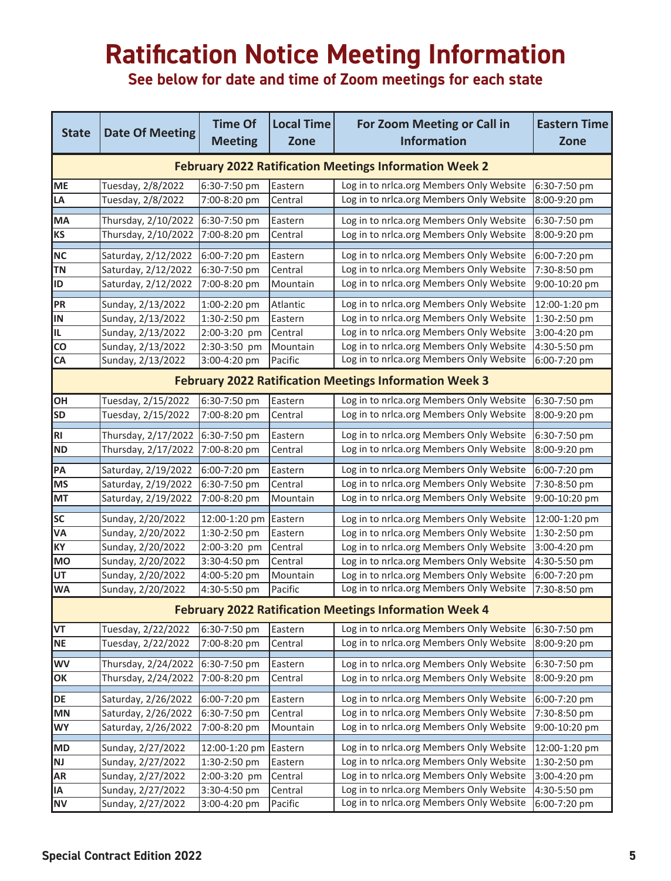# Ratification Notice Meeting Information

## See below for date and time of Zoom meetings for each state

| State | Date Of Meeting | Time Of Meeting | Local Time Zone | For Zoom Meeting or Call in Information | Eastern Time Zone |
|---|---|---|---|---|---|
| **February 2022 Ratification Meetings Information Week 2** | | | | | |
| ME | Tuesday, 2/8/2022 | 6:30-7:50 pm | Eastern | Log in to nrlca.org Members Only Website | 6:30-7:50 pm |
| LA | Tuesday, 2/8/2022 | 7:00-8:20 pm | Central | Log in to nrlca.org Members Only Website | 8:00-9:20 pm |
| MA | Thursday, 2/10/2022 | 6:30-7:50 pm | Eastern | Log in to nrlca.org Members Only Website | 6:30-7:50 pm |
| KS | Thursday, 2/10/2022 | 7:00-8:20 pm | Central | Log in to nrlca.org Members Only Website | 8:00-9:20 pm |
| NC | Saturday, 2/12/2022 | 6:00-7:20 pm | Eastern | Log in to nrlca.org Members Only Website | 6:00-7:20 pm |
| TN | Saturday, 2/12/2022 | 6:30-7:50 pm | Central | Log in to nrlca.org Members Only Website | 7:30-8:50 pm |
| ID | Saturday, 2/12/2022 | 7:00-8:20 pm | Mountain | Log in to nrlca.org Members Only Website | 9:00-10:20 pm |
| PR | Sunday, 2/13/2022 | 1:00-2:20 pm | Atlantic | Log in to nrlca.org Members Only Website | 12:00-1:20 pm |
| IN | Sunday, 2/13/2022 | 1:30-2:50 pm | Eastern | Log in to nrlca.org Members Only Website | 1:30-2:50 pm |
| IL | Sunday, 2/13/2022 | 2:00-3:20 pm | Central | Log in to nrlca.org Members Only Website | 3:00-4:20 pm |
| CO | Sunday, 2/13/2022 | 2:30-3:50 pm | Mountain | Log in to nrlca.org Members Only Website | 4:30-5:50 pm |
| CA | Sunday, 2/13/2022 | 3:00-4:20 pm | Pacific | Log in to nrlca.org Members Only Website | 6:00-7:20 pm |
| **February 2022 Ratification Meetings Information Week 3** | | | | | |
| OH | Tuesday, 2/15/2022 | 6:30-7:50 pm | Eastern | Log in to nrlca.org Members Only Website | 6:30-7:50 pm |
| SD | Tuesday, 2/15/2022 | 7:00-8:20 pm | Central | Log in to nrlca.org Members Only Website | 8:00-9:20 pm |
| RI | Thursday, 2/17/2022 | 6:30-7:50 pm | Eastern | Log in to nrlca.org Members Only Website | 6:30-7:50 pm |
| ND | Thursday, 2/17/2022 | 7:00-8:20 pm | Central | Log in to nrlca.org Members Only Website | 8:00-9:20 pm |
| PA | Saturday, 2/19/2022 | 6:00-7:20 pm | Eastern | Log in to nrlca.org Members Only Website | 6:00-7:20 pm |
| MS | Saturday, 2/19/2022 | 6:30-7:50 pm | Central | Log in to nrlca.org Members Only Website | 7:30-8:50 pm |
| MT | Saturday, 2/19/2022 | 7:00-8:20 pm | Mountain | Log in to nrlca.org Members Only Website | 9:00-10:20 pm |
| SC | Sunday, 2/20/2022 | 12:00-1:20 pm | Eastern | Log in to nrlca.org Members Only Website | 12:00-1:20 pm |
| VA | Sunday, 2/20/2022 | 1:30-2:50 pm | Eastern | Log in to nrlca.org Members Only Website | 1:30-2:50 pm |
| KY | Sunday, 2/20/2022 | 2:00-3:20 pm | Central | Log in to nrlca.org Members Only Website | 3:00-4:20 pm |
| MO | Sunday, 2/20/2022 | 3:30-4:50 pm | Central | Log in to nrlca.org Members Only Website | 4:30-5:50 pm |
| UT | Sunday, 2/20/2022 | 4:00-5:20 pm | Mountain | Log in to nrlca.org Members Only Website | 6:00-7:20 pm |
| WA | Sunday, 2/20/2022 | 4:30-5:50 pm | Pacific | Log in to nrlca.org Members Only Website | 7:30-8:50 pm |
| **February 2022 Ratification Meetings Information Week 4** | | | | | |
| VT | Tuesday, 2/22/2022 | 6:30-7:50 pm | Eastern | Log in to nrlca.org Members Only Website | 6:30-7:50 pm |
| NE | Tuesday, 2/22/2022 | 7:00-8:20 pm | Central | Log in to nrlca.org Members Only Website | 8:00-9:20 pm |
| WV | Thursday, 2/24/2022 | 6:30-7:50 pm | Eastern | Log in to nrlca.org Members Only Website | 6:30-7:50 pm |
| OK | Thursday, 2/24/2022 | 7:00-8:20 pm | Central | Log in to nrlca.org Members Only Website | 8:00-9:20 pm |
| DE | Saturday, 2/26/2022 | 6:00-7:20 pm | Eastern | Log in to nrlca.org Members Only Website | 6:00-7:20 pm |
| MN | Saturday, 2/26/2022 | 6:30-7:50 pm | Central | Log in to nrlca.org Members Only Website | 7:30-8:50 pm |
| WY | Saturday, 2/26/2022 | 7:00-8:20 pm | Mountain | Log in to nrlca.org Members Only Website | 9:00-10:20 pm |
| MD | Sunday, 2/27/2022 | 12:00-1:20 pm | Eastern | Log in to nrlca.org Members Only Website | 12:00-1:20 pm |
| NJ | Sunday, 2/27/2022 | 1:30-2:50 pm | Eastern | Log in to nrlca.org Members Only Website | 1:30-2:50 pm |
| AR | Sunday, 2/27/2022 | 2:00-3:20 pm | Central | Log in to nrlca.org Members Only Website | 3:00-4:20 pm |
| IA | Sunday, 2/27/2022 | 3:30-4:50 pm | Central | Log in to nrlca.org Members Only Website | 4:30-5:50 pm |
| NV | Sunday, 2/27/2022 | 3:00-4:20 pm | Pacific | Log in to nrlca.org Members Only Website | 6:00-7:20 pm |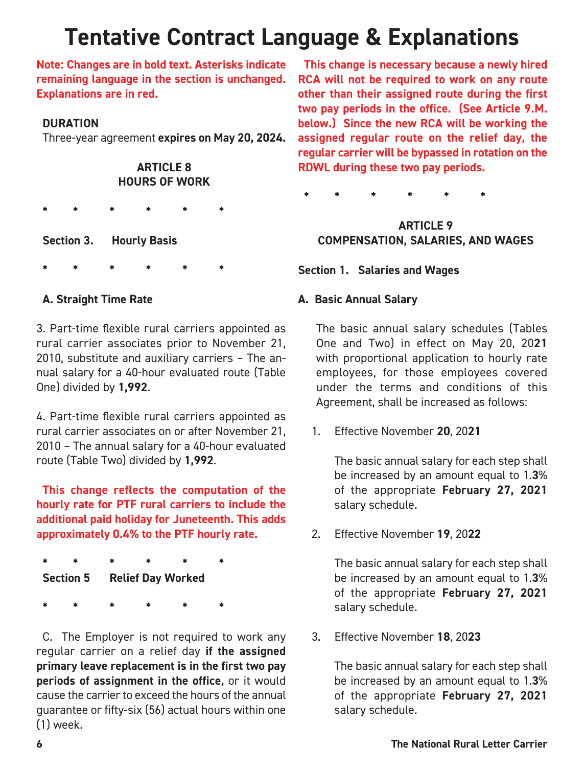# Tentative Contract Language & Explanations

**Note: Changes are in bold text. Asterisks indicate remaining language in the section is unchanged. Explanations are in red.**

**DURATION**

Three-year agreement **expires on May 20, 2024.**

## ARTICLE 8
## HOURS OF WORK

\*       \*       \*       \*       \*       \*

**Section 3. Hourly Basis**

\*       \*       \*       \*       \*       \*

**A. Straight Time Rate**

3. Part-time flexible rural carriers appointed as rural carrier associates prior to November 21, 2010, substitute and auxiliary carriers – The annual salary for a 40-hour evaluated route (Table One) divided by **1,992**.

4. Part-time flexible rural carriers appointed as rural carrier associates on or after November 21, 2010 – The annual salary for a 40-hour evaluated route (Table Two) divided by **1,992**.

**This change reflects the computation of the hourly rate for PTF rural carriers to include the additional paid holiday for Juneteenth. This adds approximately 0.4% to the PTF hourly rate.**

\*       \*       \*       \*       \*       \*

**Section 5 Relief Day Worked**

\*       \*       \*       \*       \*       \*

C. The Employer is not required to work any regular carrier on a relief day **if the assigned primary leave replacement is in the first two pay periods of assignment in the office,** or it would cause the carrier to exceed the hours of the annual guarantee or fifty-six (56) actual hours within one (1) week.

**This change is necessary because a newly hired RCA will not be required to work on any route other than their assigned route during the first two pay periods in the office. (See Article 9.M. below.) Since the new RCA will be working the assigned regular route on the relief day, the regular carrier will be bypassed in rotation on the RDWL during these two pay periods.**

\*       \*       \*       \*       \*       \*

## ARTICLE 9
## COMPENSATION, SALARIES, AND WAGES

**Section 1. Salaries and Wages**

**A. Basic Annual Salary**

The basic annual salary schedules (Tables One and Two) in effect on May 20, 20**21** with proportional application to hourly rate employees, for those employees covered under the terms and conditions of this Agreement, shall be increased as follows:

1. Effective November **20**, 20**21**

   The basic annual salary for each step shall be increased by an amount equal to 1.**3**% of the appropriate **February 27, 2021** salary schedule.

2. Effective November **19**, 20**22**

   The basic annual salary for each step shall be increased by an amount equal to 1.**3**% of the appropriate **February 27, 2021** salary schedule.

3. Effective November **18**, 20**23**

   The basic annual salary for each step shall be increased by an amount equal to 1.**3**% of the appropriate **February 27, 2021** salary schedule.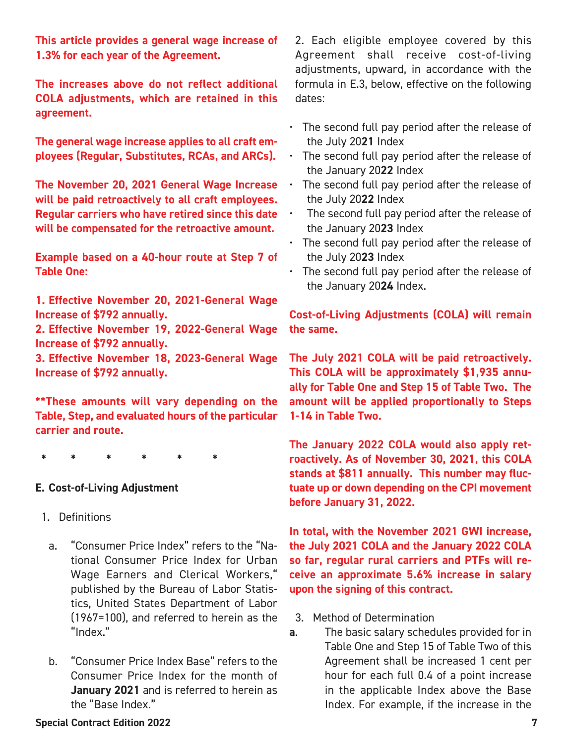**This article provides a general wage increase of 1.3% for each year of the Agreement.**

**The increases above do not reflect additional COLA adjustments, which are retained in this agreement.**

**The general wage increase applies to all craft employees (Regular, Substitutes, RCAs, and ARCs).**

**The November 20, 2021 General Wage Increase will be paid retroactively to all craft employees. Regular carriers who have retired since this date will be compensated for the retroactive amount.**

**Example based on a 40-hour route at Step 7 of Table One:**

**1. Effective November 20, 2021-General Wage Increase of $792 annually.**
**2. Effective November 19, 2022-General Wage Increase of $792 annually.**
**3. Effective November 18, 2023-General Wage Increase of $792 annually.**

****These amounts will vary depending on the Table, Step, and evaluated hours of the particular carrier and route.**

\* \* \* \* \* \*

**E. Cost-of-Living Adjustment**

1. Definitions

   a. "Consumer Price Index" refers to the "National Consumer Price Index for Urban Wage Earners and Clerical Workers," published by the Bureau of Labor Statistics, United States Department of Labor (1967=100), and referred to herein as the "Index."

   b. "Consumer Price Index Base" refers to the Consumer Price Index for the month of **January 2021** and is referred to herein as the "Base Index."

2. Each eligible employee covered by this Agreement shall receive cost-of-living adjustments, upward, in accordance with the formula in E.3, below, effective on the following dates:

- The second full pay period after the release of the July 20**21** Index
- The second full pay period after the release of the January 20**22** Index
- The second full pay period after the release of the July 20**22** Index
- The second full pay period after the release of the January 20**23** Index
- The second full pay period after the release of the July 20**23** Index
- The second full pay period after the release of the January 20**24** Index.

**Cost-of-Living Adjustments (COLA) will remain the same.**

**The July 2021 COLA will be paid retroactively. This COLA will be approximately $1,935 annually for Table One and Step 15 of Table Two. The amount will be applied proportionally to Steps 1-14 in Table Two.**

**The January 2022 COLA would also apply retroactively. As of November 30, 2021, this COLA stands at $811 annually. This number may fluctuate up or down depending on the CPI movement before January 31, 2022.**

**In total, with the November 2021 GWI increase, the July 2021 COLA and the January 2022 COLA so far, regular rural carriers and PTFs will receive an approximate 5.6% increase in salary upon the signing of this contract.**

3. Method of Determination

**a.** The basic salary schedules provided for in Table One and Step 15 of Table Two of this Agreement shall be increased 1 cent per hour for each full 0.4 of a point increase in the applicable Index above the Base Index. For example, if the increase in the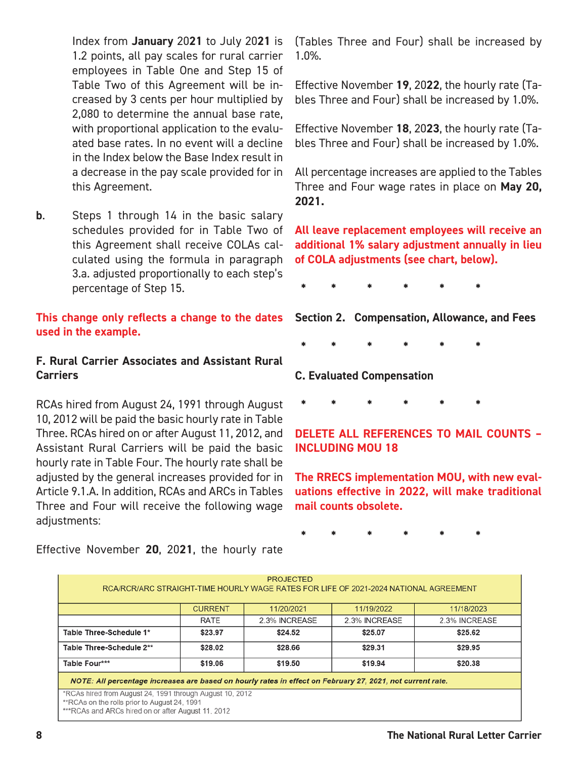Index from **January** 20**21** to July 20**21** is 1.2 points, all pay scales for rural carrier employees in Table One and Step 15 of Table Two of this Agreement will be increased by 3 cents per hour multiplied by 2,080 to determine the annual base rate, with proportional application to the evaluated base rates. In no event will a decline in the Index below the Base Index result in a decrease in the pay scale provided for in this Agreement.

**b.** Steps 1 through 14 in the basic salary schedules provided for in Table Two of this Agreement shall receive COLAs calculated using the formula in paragraph 3.a. adjusted proportionally to each step's percentage of Step 15.

**This change only reflects a change to the dates used in the example.**

**F. Rural Carrier Associates and Assistant Rural Carriers**

RCAs hired from August 24, 1991 through August 10, 2012 will be paid the basic hourly rate in Table Three. RCAs hired on or after August 11, 2012, and Assistant Rural Carriers will be paid the basic hourly rate in Table Four. The hourly rate shall be adjusted by the general increases provided for in Article 9.1.A. In addition, RCAs and ARCs in Tables Three and Four will receive the following wage adjustments:

Effective November **20**, 20**21**, the hourly rate (Tables Three and Four) shall be increased by 1.0%.

Effective November **19**, 20**22**, the hourly rate (Tables Three and Four) shall be increased by 1.0%.

Effective November **18**, 20**23**, the hourly rate (Tables Three and Four) shall be increased by 1.0%.

All percentage increases are applied to the Tables Three and Four wage rates in place on **May 20, 2021.**

**All leave replacement employees will receive an additional 1% salary adjustment annually in lieu of COLA adjustments (see chart, below).**

\* \* \* \* \* \*

**Section 2. Compensation, Allowance, and Fees**

\* \* \* \* \* \*

**C. Evaluated Compensation**

\* \* \* \* \* \*

**DELETE ALL REFERENCES TO MAIL COUNTS – INCLUDING MOU 18**

**The RRECS implementation MOU, with new evaluations effective in 2022, will make traditional mail counts obsolete.**

\* \* \* \* \* \*

PROJECTED
RCA/RCR/ARC STRAIGHT-TIME HOURLY WAGE RATES FOR LIFE OF 2021-2024 NATIONAL AGREEMENT

| | CURRENT | 11/20/2021 | 11/19/2022 | 11/18/2023 |
|---|---|---|---|---|
| | RATE | 2.3% INCREASE | 2.3% INCREASE | 2.3% INCREASE |
| **Table Three-Schedule 1*** | **$23.97** | **$24.52** | **$25.07** | **$25.62** |
| **Table Three-Schedule 2**** | **$28.02** | **$28.66** | **$29.31** | **$29.95** |
| **Table Four***** | **$19.06** | **$19.50** | **$19.94** | **$20.38** |

***NOTE: All percentage increases are based on hourly rates in effect on February 27, 2021, not current rate.***

*RCAs hired from August 24, 1991 through August 10, 2012
**RCAs on the rolls prior to August 24, 1991
***RCAs and ARCs hired on or after August 11, 2012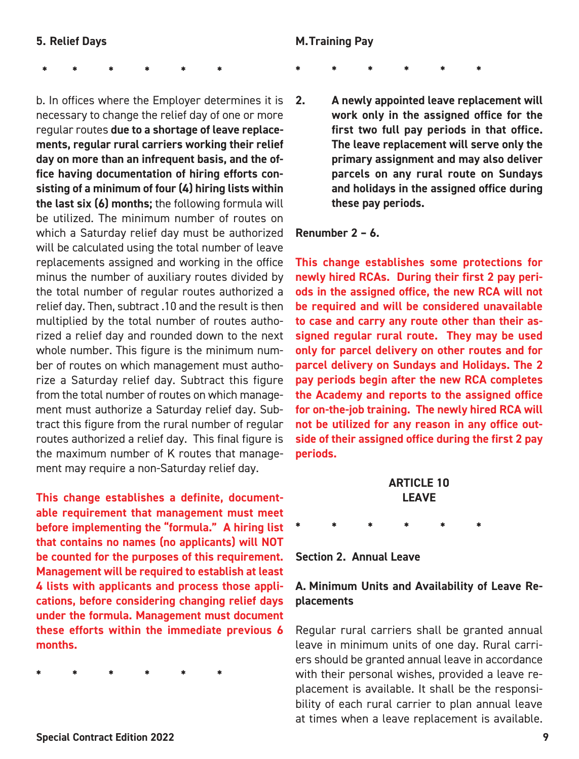**5. Relief Days**

\* \* \* \* \* \*

b. In offices where the Employer determines it is necessary to change the relief day of one or more regular routes **due to a shortage of leave replacements, regular rural carriers working their relief day on more than an infrequent basis, and the office having documentation of hiring efforts consisting of a minimum of four (4) hiring lists within the last six (6) months;** the following formula will be utilized. The minimum number of routes on which a Saturday relief day must be authorized will be calculated using the total number of leave replacements assigned and working in the office minus the number of auxiliary routes divided by the total number of regular routes authorized a relief day. Then, subtract .10 and the result is then multiplied by the total number of routes authorized a relief day and rounded down to the next whole number. This figure is the minimum number of routes on which management must authorize a Saturday relief day. Subtract this figure from the total number of routes on which management must authorize a Saturday relief day. Subtract this figure from the rural number of regular routes authorized a relief day. This final figure is the maximum number of K routes that management may require a non-Saturday relief day.

**This change establishes a definite, documentable requirement that management must meet before implementing the "formula." A hiring list that contains no names (no applicants) will NOT be counted for the purposes of this requirement. Management will be required to establish at least 4 lists with applicants and process those applications, before considering changing relief days under the formula. Management must document these efforts within the immediate previous 6 months.**

\* \* \* \* \* \*

**M. Training Pay**

\* \* \* \* \* \*

**2. A newly appointed leave replacement will work only in the assigned office for the first two full pay periods in that office. The leave replacement will serve only the primary assignment and may also deliver parcels on any rural route on Sundays and holidays in the assigned office during these pay periods.**

**Renumber 2 – 6.**

**This change establishes some protections for newly hired RCAs. During their first 2 pay periods in the assigned office, the new RCA will not be required and will be considered unavailable to case and carry any route other than their assigned regular rural route. They may be used only for parcel delivery on other routes and for parcel delivery on Sundays and Holidays. The 2 pay periods begin after the new RCA completes the Academy and reports to the assigned office for on-the-job training. The newly hired RCA will not be utilized for any reason in any office outside of their assigned office during the first 2 pay periods.**

## ARTICLE 10
## LEAVE

\* \* \* \* \* \*

**Section 2. Annual Leave**

**A. Minimum Units and Availability of Leave Replacements**

Regular rural carriers shall be granted annual leave in minimum units of one day. Rural carriers should be granted annual leave in accordance with their personal wishes, provided a leave replacement is available. It shall be the responsibility of each rural carrier to plan annual leave at times when a leave replacement is available.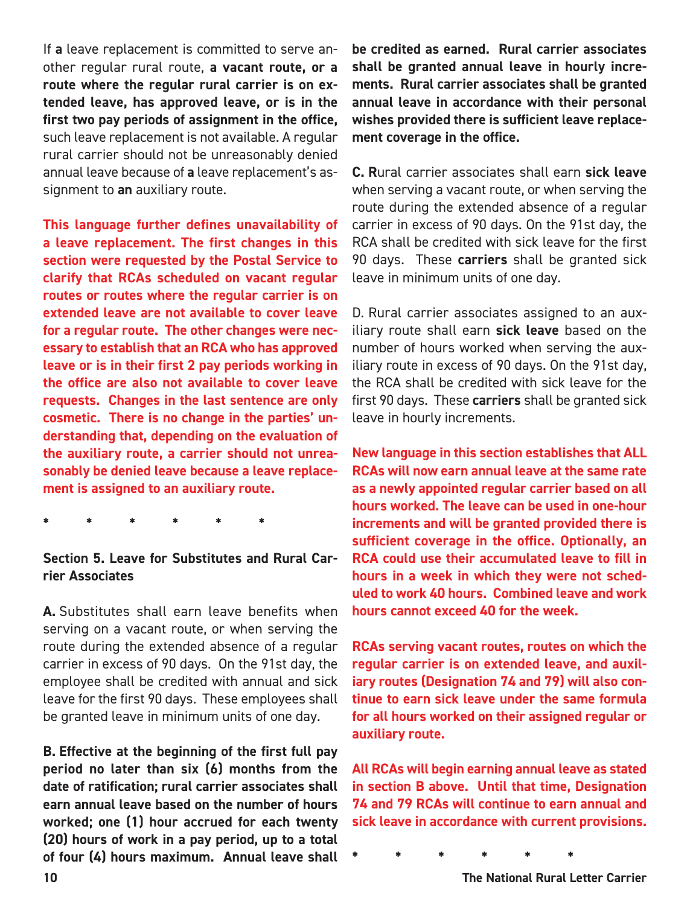If **a** leave replacement is committed to serve another regular rural route, **a vacant route, or a route where the regular rural carrier is on extended leave, has approved leave, or is in the first two pay periods of assignment in the office,** such leave replacement is not available. A regular rural carrier should not be unreasonably denied annual leave because of **a** leave replacement's assignment to **an** auxiliary route.

**This language further defines unavailability of a leave replacement. The first changes in this section were requested by the Postal Service to clarify that RCAs scheduled on vacant regular routes or routes where the regular carrier is on extended leave are not available to cover leave for a regular route. The other changes were necessary to establish that an RCA who has approved leave or is in their first 2 pay periods working in the office are also not available to cover leave requests. Changes in the last sentence are only cosmetic. There is no change in the parties' understanding that, depending on the evaluation of the auxiliary route, a carrier should not unreasonably be denied leave because a leave replacement is assigned to an auxiliary route.**

\* \* \* \* \* \*

**Section 5. Leave for Substitutes and Rural Carrier Associates**

**A.** Substitutes shall earn leave benefits when serving on a vacant route, or when serving the route during the extended absence of a regular carrier in excess of 90 days. On the 91st day, the employee shall be credited with annual and sick leave for the first 90 days. These employees shall be granted leave in minimum units of one day.

**B. Effective at the beginning of the first full pay period no later than six (6) months from the date of ratification; rural carrier associates shall earn annual leave based on the number of hours worked; one (1) hour accrued for each twenty (20) hours of work in a pay period, up to a total of four (4) hours maximum. Annual leave shall be credited as earned. Rural carrier associates shall be granted annual leave in hourly increments. Rural carrier associates shall be granted annual leave in accordance with their personal wishes provided there is sufficient leave replacement coverage in the office.**

**C. R**ural carrier associates shall earn **sick leave** when serving a vacant route, or when serving the route during the extended absence of a regular carrier in excess of 90 days. On the 91st day, the RCA shall be credited with sick leave for the first 90 days. These **carriers** shall be granted sick leave in minimum units of one day.

D. Rural carrier associates assigned to an auxiliary route shall earn **sick leave** based on the number of hours worked when serving the auxiliary route in excess of 90 days. On the 91st day, the RCA shall be credited with sick leave for the first 90 days. These **carriers** shall be granted sick leave in hourly increments.

**New language in this section establishes that ALL RCAs will now earn annual leave at the same rate as a newly appointed regular carrier based on all hours worked. The leave can be used in one-hour increments and will be granted provided there is sufficient coverage in the office. Optionally, an RCA could use their accumulated leave to fill in hours in a week in which they were not scheduled to work 40 hours. Combined leave and work hours cannot exceed 40 for the week.**

**RCAs serving vacant routes, routes on which the regular carrier is on extended leave, and auxiliary routes (Designation 74 and 79) will also continue to earn sick leave under the same formula for all hours worked on their assigned regular or auxiliary route.**

**All RCAs will begin earning annual leave as stated in section B above. Until that time, Designation 74 and 79 RCAs will continue to earn annual and sick leave in accordance with current provisions.**

\* \* \* \* \* \*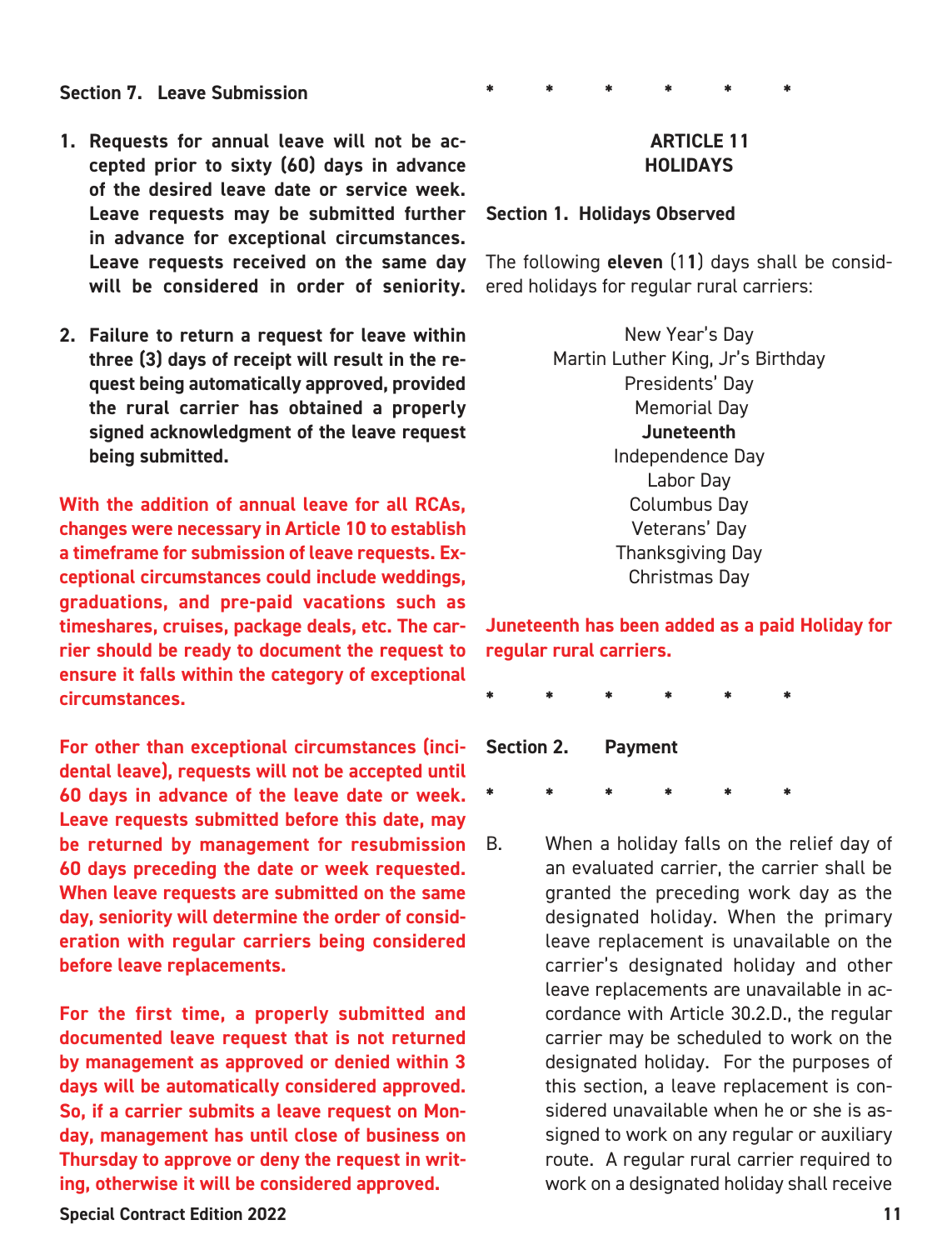**Section 7. Leave Submission**

1. **Requests for annual leave will not be accepted prior to sixty (60) days in advance of the desired leave date or service week. Leave requests may be submitted further in advance for exceptional circumstances. Leave requests received on the same day will be considered in order of seniority.**

2. **Failure to return a request for leave within three (3) days of receipt will result in the request being automatically approved, provided the rural carrier has obtained a properly signed acknowledgment of the leave request being submitted.**

**With the addition of annual leave for all RCAs, changes were necessary in Article 10 to establish a timeframe for submission of leave requests. Exceptional circumstances could include weddings, graduations, and pre-paid vacations such as timeshares, cruises, package deals, etc. The carrier should be ready to document the request to ensure it falls within the category of exceptional circumstances.**

**For other than exceptional circumstances (incidental leave), requests will not be accepted until 60 days in advance of the leave date or week. Leave requests submitted before this date, may be returned by management for resubmission 60 days preceding the date or week requested. When leave requests are submitted on the same day, seniority will determine the order of consideration with regular carriers being considered before leave replacements.**

**For the first time, a properly submitted and documented leave request that is not returned by management as approved or denied within 3 days will be automatically considered approved. So, if a carrier submits a leave request on Monday, management has until close of business on Thursday to approve or deny the request in writing, otherwise it will be considered approved.**

\* \* \* \* \* \*

## ARTICLE 11
## HOLIDAYS

**Section 1. Holidays Observed**

The following **eleven** (11) days shall be considered holidays for regular rural carriers:

New Year's Day
Martin Luther King, Jr's Birthday
Presidents' Day
Memorial Day
**Juneteenth**
Independence Day
Labor Day
Columbus Day
Veterans' Day
Thanksgiving Day
Christmas Day

**Juneteenth has been added as a paid Holiday for regular rural carriers.**

\* \* \* \* \* \*

**Section 2. Payment**

\* \* \* \* \* \*

B. When a holiday falls on the relief day of an evaluated carrier, the carrier shall be granted the preceding work day as the designated holiday. When the primary leave replacement is unavailable on the carrier's designated holiday and other leave replacements are unavailable in accordance with Article 30.2.D., the regular carrier may be scheduled to work on the designated holiday. For the purposes of this section, a leave replacement is considered unavailable when he or she is assigned to work on any regular or auxiliary route. A regular rural carrier required to work on a designated holiday shall receive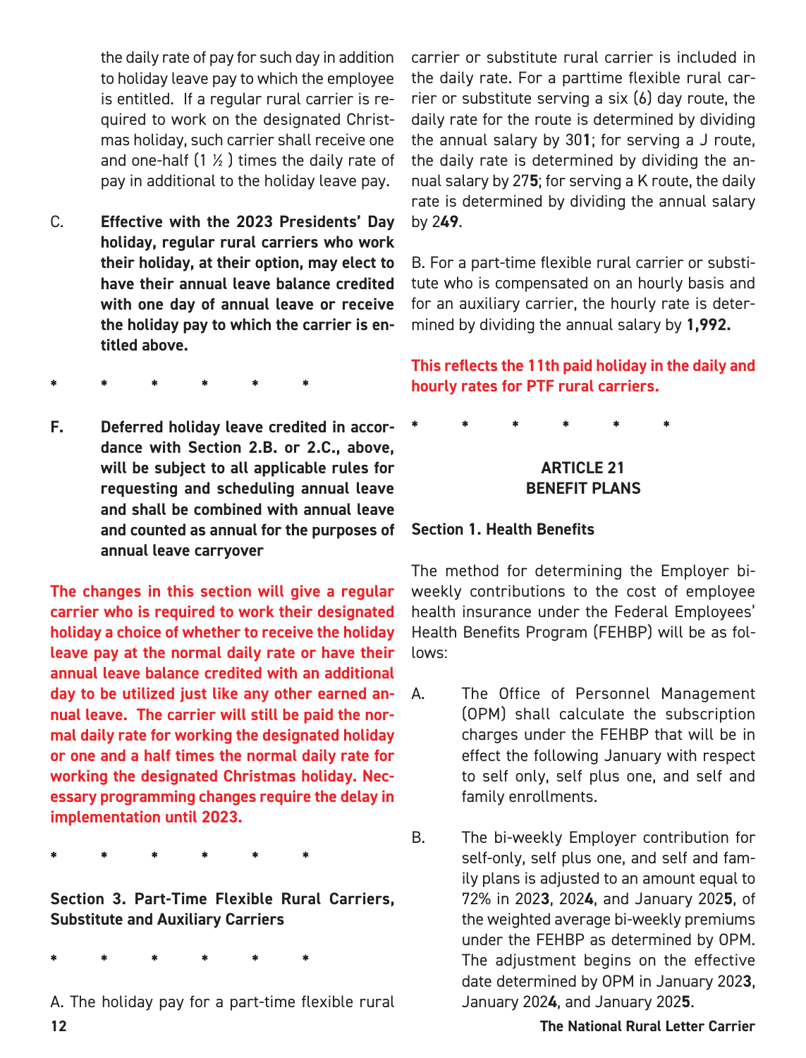the daily rate of pay for such day in addition to holiday leave pay to which the employee is entitled. If a regular rural carrier is required to work on the designated Christmas holiday, such carrier shall receive one and one-half (1 ½ ) times the daily rate of pay in additional to the holiday leave pay.

C. **Effective with the 2023 Presidents' Day holiday, regular rural carriers who work their holiday, at their option, may elect to have their annual leave balance credited with one day of annual leave or receive the holiday pay to which the carrier is entitled above.**

\* \* \* \* \* \*

**F. Deferred holiday leave credited in accordance with Section 2.B. or 2.C., above, will be subject to all applicable rules for requesting and scheduling annual leave and shall be combined with annual leave and counted as annual for the purposes of annual leave carryover**

**The changes in this section will give a regular carrier who is required to work their designated holiday a choice of whether to receive the holiday leave pay at the normal daily rate or have their annual leave balance credited with an additional day to be utilized just like any other earned annual leave. The carrier will still be paid the normal daily rate for working the designated holiday or one and a half times the normal daily rate for working the designated Christmas holiday. Necessary programming changes require the delay in implementation until 2023.**

\* \* \* \* \* \*

**Section 3. Part-Time Flexible Rural Carriers, Substitute and Auxiliary Carriers**

\* \* \* \* \* \*

A. The holiday pay for a part-time flexible rural carrier or substitute rural carrier is included in the daily rate. For a parttime flexible rural carrier or substitute serving a six (6) day route, the daily rate for the route is determined by dividing the annual salary by 30**1**; for serving a J route, the daily rate is determined by dividing the annual salary by 27**5**; for serving a K route, the daily rate is determined by dividing the annual salary by 2**49**.

B. For a part-time flexible rural carrier or substitute who is compensated on an hourly basis and for an auxiliary carrier, the hourly rate is determined by dividing the annual salary by **1,992.**

**This reflects the 11th paid holiday in the daily and hourly rates for PTF rural carriers.**

\* \* \* \* \* \*

## ARTICLE 21
## BENEFIT PLANS

**Section 1. Health Benefits**

The method for determining the Employer bi-weekly contributions to the cost of employee health insurance under the Federal Employees' Health Benefits Program (FEHBP) will be as follows:

A. The Office of Personnel Management (OPM) shall calculate the subscription charges under the FEHBP that will be in effect the following January with respect to self only, self plus one, and self and family enrollments.

B. The bi-weekly Employer contribution for self-only, self plus one, and self and family plans is adjusted to an amount equal to 72% in 202**3**, 202**4**, and January 202**5**, of the weighted average bi-weekly premiums under the FEHBP as determined by OPM. The adjustment begins on the effective date determined by OPM in January 202**3**, January 202**4**, and January 202**5**.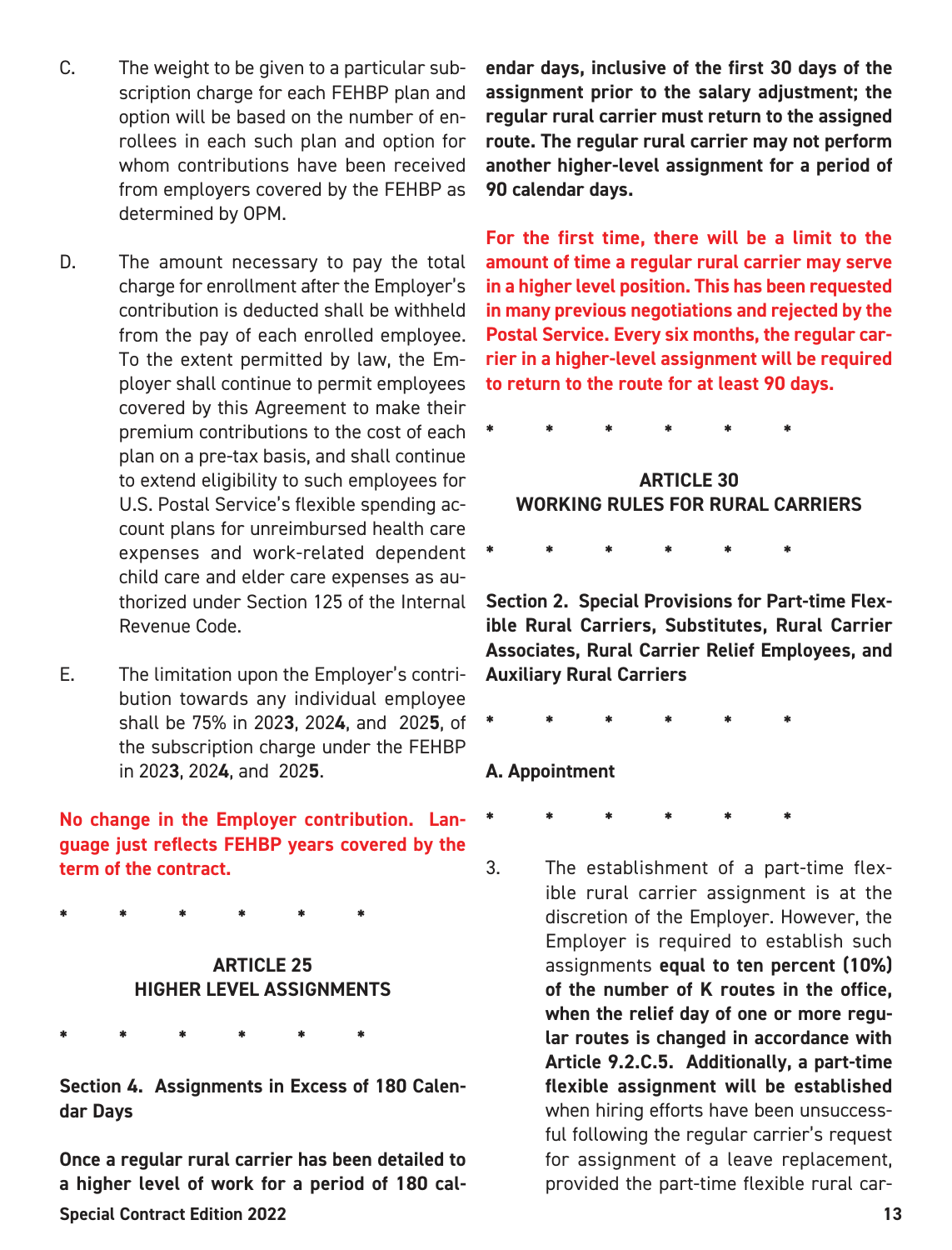C. The weight to be given to a particular subscription charge for each FEHBP plan and option will be based on the number of enrollees in each such plan and option for whom contributions have been received from employers covered by the FEHBP as determined by OPM.

D. The amount necessary to pay the total charge for enrollment after the Employer's contribution is deducted shall be withheld from the pay of each enrolled employee. To the extent permitted by law, the Employer shall continue to permit employees covered by this Agreement to make their premium contributions to the cost of each plan on a pre-tax basis, and shall continue to extend eligibility to such employees for U.S. Postal Service's flexible spending account plans for unreimbursed health care expenses and work-related dependent child care and elder care expenses as authorized under Section 125 of the Internal Revenue Code.

E. The limitation upon the Employer's contribution towards any individual employee shall be 75% in 202**3**, 202**4**, and 202**5**, of the subscription charge under the FEHBP in 202**3**, 202**4**, and 202**5**.

**No change in the Employer contribution. Language just reflects FEHBP years covered by the term of the contract.**

\* \* \* \* \* \*

## ARTICLE 25
## HIGHER LEVEL ASSIGNMENTS

\* \* \* \* \* \*

**Section 4. Assignments in Excess of 180 Calendar Days**

**Once a regular rural carrier has been detailed to a higher level of work for a period of 180 calendar days, inclusive of the first 30 days of the assignment prior to the salary adjustment; the regular rural carrier must return to the assigned route. The regular rural carrier may not perform another higher-level assignment for a period of 90 calendar days.**

**For the first time, there will be a limit to the amount of time a regular rural carrier may serve in a higher level position. This has been requested in many previous negotiations and rejected by the Postal Service. Every six months, the regular carrier in a higher-level assignment will be required to return to the route for at least 90 days.**

\* \* \* \* \* \*

## ARTICLE 30
## WORKING RULES FOR RURAL CARRIERS

\* \* \* \* \* \*

**Section 2. Special Provisions for Part-time Flexible Rural Carriers, Substitutes, Rural Carrier Associates, Rural Carrier Relief Employees, and Auxiliary Rural Carriers**

\* \* \* \* \* \*

**A. Appointment**

\* \* \* \* \* \*

3. The establishment of a part-time flexible rural carrier assignment is at the discretion of the Employer. However, the Employer is required to establish such assignments **equal to ten percent (10%) of the number of K routes in the office, when the relief day of one or more regular routes is changed in accordance with Article 9.2.C.5. Additionally, a part-time flexible assignment will be established** when hiring efforts have been unsuccessful following the regular carrier's request for assignment of a leave replacement, provided the part-time flexible rural car-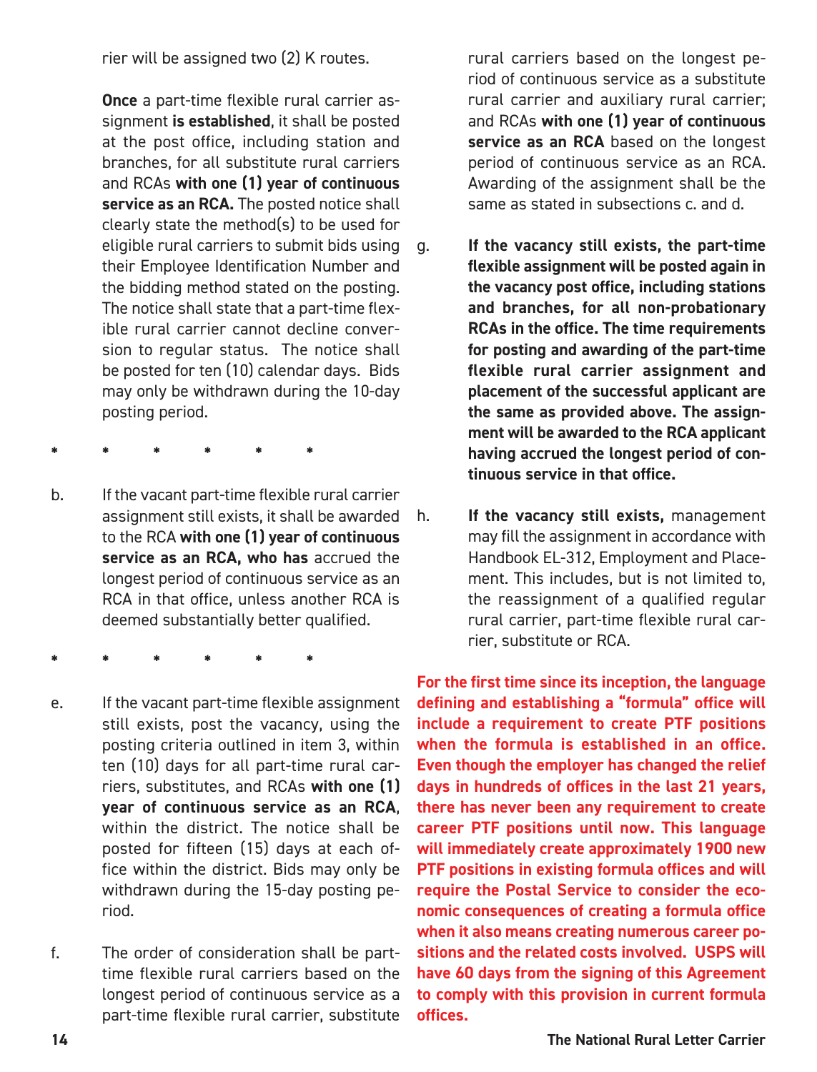rier will be assigned two (2) K routes.

**Once** a part-time flexible rural carrier assignment **is established**, it shall be posted at the post office, including station and branches, for all substitute rural carriers and RCAs **with one (1) year of continuous service as an RCA.** The posted notice shall clearly state the method(s) to be used for eligible rural carriers to submit bids using their Employee Identification Number and the bidding method stated on the posting. The notice shall state that a part-time flexible rural carrier cannot decline conversion to regular status. The notice shall be posted for ten (10) calendar days. Bids may only be withdrawn during the 10-day posting period.

\* \* \* \* \* \*

b. If the vacant part-time flexible rural carrier assignment still exists, it shall be awarded to the RCA **with one (1) year of continuous service as an RCA, who has** accrued the longest period of continuous service as an RCA in that office, unless another RCA is deemed substantially better qualified.

\* \* \* \* \* \*

e. If the vacant part-time flexible assignment still exists, post the vacancy, using the posting criteria outlined in item 3, within ten (10) days for all part-time rural carriers, substitutes, and RCAs **with one (1) year of continuous service as an RCA**, within the district. The notice shall be posted for fifteen (15) days at each office within the district. Bids may only be withdrawn during the 15-day posting period.

f. The order of consideration shall be part-time flexible rural carriers based on the longest period of continuous service as a part-time flexible rural carrier, substitute rural carriers based on the longest period of continuous service as a substitute rural carrier and auxiliary rural carrier; and RCAs **with one (1) year of continuous service as an RCA** based on the longest period of continuous service as an RCA. Awarding of the assignment shall be the same as stated in subsections c. and d.

g. **If the vacancy still exists, the part-time flexible assignment will be posted again in the vacancy post office, including stations and branches, for all non-probationary RCAs in the office. The time requirements for posting and awarding of the part-time flexible rural carrier assignment and placement of the successful applicant are the same as provided above. The assignment will be awarded to the RCA applicant having accrued the longest period of continuous service in that office.**

h. **If the vacancy still exists,** management may fill the assignment in accordance with Handbook EL-312, Employment and Placement. This includes, but is not limited to, the reassignment of a qualified regular rural carrier, part-time flexible rural carrier, substitute or RCA.

**For the first time since its inception, the language defining and establishing a "formula" office will include a requirement to create PTF positions when the formula is established in an office. Even though the employer has changed the relief days in hundreds of offices in the last 21 years, there has never been any requirement to create career PTF positions until now. This language will immediately create approximately 1900 new PTF positions in existing formula offices and will require the Postal Service to consider the economic consequences of creating a formula office when it also means creating numerous career positions and the related costs involved. USPS will have 60 days from the signing of this Agreement to comply with this provision in current formula offices.**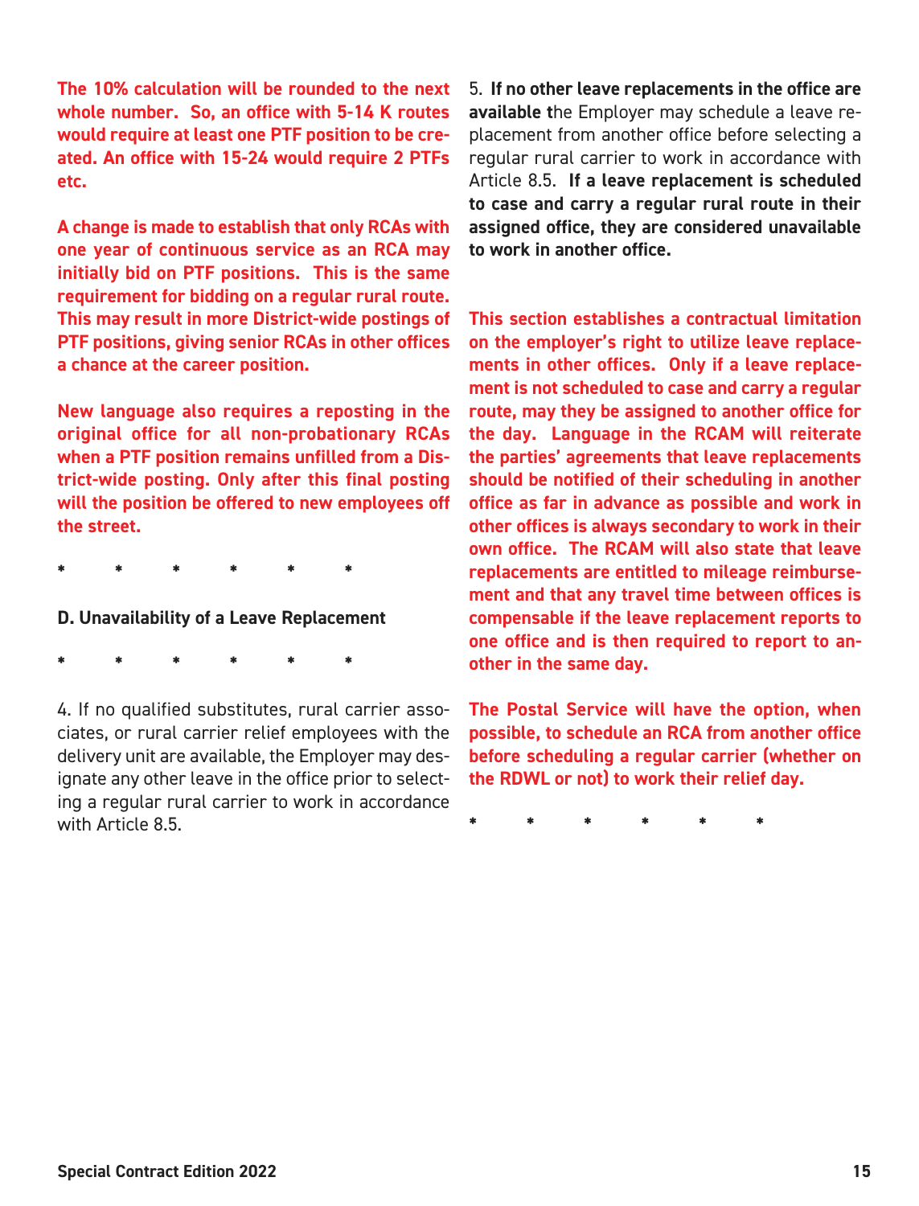**The 10% calculation will be rounded to the next whole number. So, an office with 5-14 K routes would require at least one PTF position to be created. An office with 15-24 would require 2 PTFs etc.**

**A change is made to establish that only RCAs with one year of continuous service as an RCA may initially bid on PTF positions. This is the same requirement for bidding on a regular rural route. This may result in more District-wide postings of PTF positions, giving senior RCAs in other offices a chance at the career position.**

**New language also requires a reposting in the original office for all non-probationary RCAs when a PTF position remains unfilled from a District-wide posting. Only after this final posting will the position be offered to new employees off the street.**

\* \* \* \* \* \*

**D. Unavailability of a Leave Replacement**

\* \* \* \* \* \*

4. If no qualified substitutes, rural carrier associates, or rural carrier relief employees with the delivery unit are available, the Employer may designate any other leave in the office prior to selecting a regular rural carrier to work in accordance with Article 8.5.

5. **If no other leave replacements in the office are available t**he Employer may schedule a leave replacement from another office before selecting a regular rural carrier to work in accordance with Article 8.5. **If a leave replacement is scheduled to case and carry a regular rural route in their assigned office, they are considered unavailable to work in another office.**

**This section establishes a contractual limitation on the employer's right to utilize leave replacements in other offices. Only if a leave replacement is not scheduled to case and carry a regular route, may they be assigned to another office for the day. Language in the RCAM will reiterate the parties' agreements that leave replacements should be notified of their scheduling in another office as far in advance as possible and work in other offices is always secondary to work in their own office. The RCAM will also state that leave replacements are entitled to mileage reimbursement and that any travel time between offices is compensable if the leave replacement reports to one office and is then required to report to another in the same day.**

**The Postal Service will have the option, when possible, to schedule an RCA from another office before scheduling a regular carrier (whether on the RDWL or not) to work their relief day.**

\* \* \* \* \* \*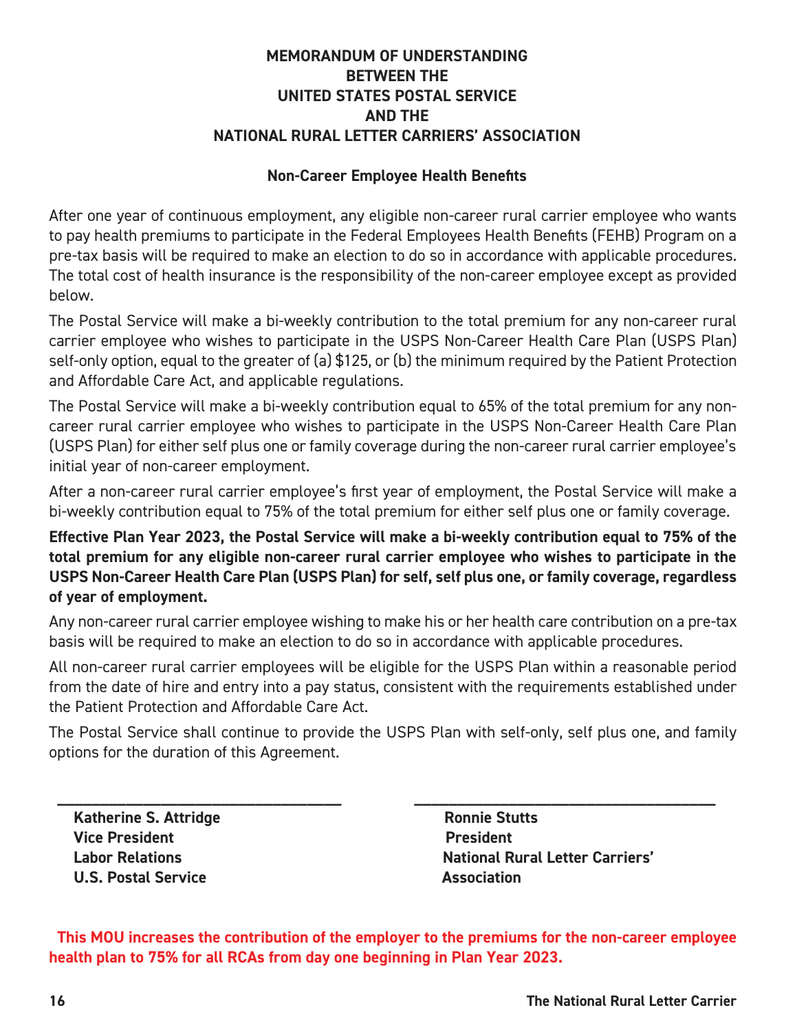# MEMORANDUM OF UNDERSTANDING
# BETWEEN THE
# UNITED STATES POSTAL SERVICE
# AND THE
# NATIONAL RURAL LETTER CARRIERS' ASSOCIATION

## Non-Career Employee Health Benefits

After one year of continuous employment, any eligible non-career rural carrier employee who wants to pay health premiums to participate in the Federal Employees Health Benefits (FEHB) Program on a pre-tax basis will be required to make an election to do so in accordance with applicable procedures. The total cost of health insurance is the responsibility of the non-career employee except as provided below.

The Postal Service will make a bi-weekly contribution to the total premium for any non-career rural carrier employee who wishes to participate in the USPS Non-Career Health Care Plan (USPS Plan) self-only option, equal to the greater of (a) $125, or (b) the minimum required by the Patient Protection and Affordable Care Act, and applicable regulations.

The Postal Service will make a bi-weekly contribution equal to 65% of the total premium for any non-career rural carrier employee who wishes to participate in the USPS Non-Career Health Care Plan (USPS Plan) for either self plus one or family coverage during the non-career rural carrier employee's initial year of non-career employment.

After a non-career rural carrier employee's first year of employment, the Postal Service will make a bi-weekly contribution equal to 75% of the total premium for either self plus one or family coverage.

**Effective Plan Year 2023, the Postal Service will make a bi-weekly contribution equal to 75% of the total premium for any eligible non-career rural carrier employee who wishes to participate in the USPS Non-Career Health Care Plan (USPS Plan) for self, self plus one, or family coverage, regardless of year of employment.**

Any non-career rural carrier employee wishing to make his or her health care contribution on a pre-tax basis will be required to make an election to do so in accordance with applicable procedures.

All non-career rural carrier employees will be eligible for the USPS Plan within a reasonable period from the date of hire and entry into a pay status, consistent with the requirements established under the Patient Protection and Affordable Care Act.

The Postal Service shall continue to provide the USPS Plan with self-only, self plus one, and family options for the duration of this Agreement.

| ______________________________ | ______________________________ |
|---|---|
| **Katherine S. Attridge** | **Ronnie Stutts** |
| **Vice President** | **President** |
| **Labor Relations** | **National Rural Letter Carriers'** |
| **U.S. Postal Service** | **Association** |

**This MOU increases the contribution of the employer to the premiums for the non-career employee health plan to 75% for all RCAs from day one beginning in Plan Year 2023.**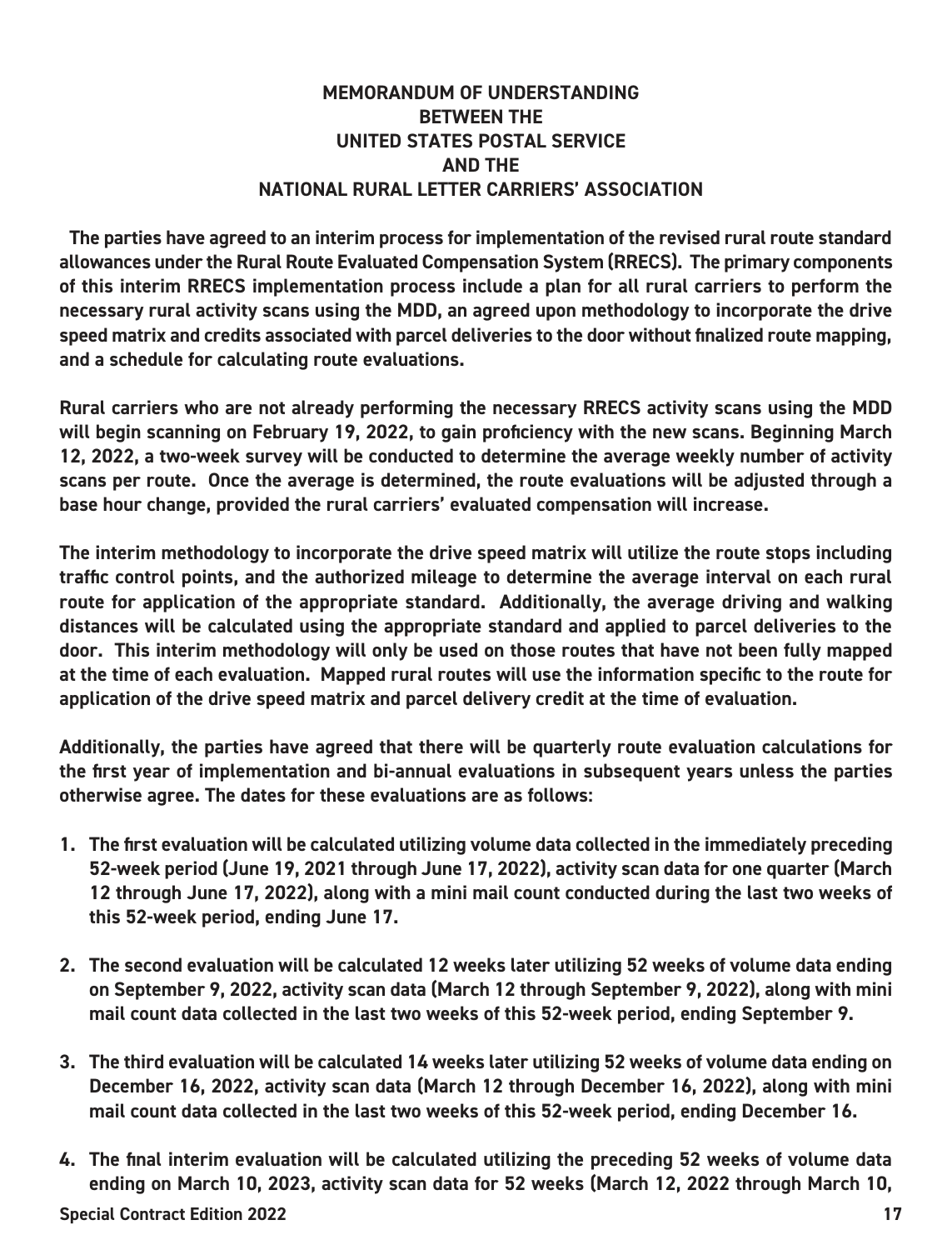# MEMORANDUM OF UNDERSTANDING BETWEEN THE UNITED STATES POSTAL SERVICE AND THE NATIONAL RURAL LETTER CARRIERS' ASSOCIATION

The parties have agreed to an interim process for implementation of the revised rural route standard allowances under the Rural Route Evaluated Compensation System (RRECS). The primary components of this interim RRECS implementation process include a plan for all rural carriers to perform the necessary rural activity scans using the MDD, an agreed upon methodology to incorporate the drive speed matrix and credits associated with parcel deliveries to the door without finalized route mapping, and a schedule for calculating route evaluations.

Rural carriers who are not already performing the necessary RRECS activity scans using the MDD will begin scanning on February 19, 2022, to gain proficiency with the new scans. Beginning March 12, 2022, a two-week survey will be conducted to determine the average weekly number of activity scans per route. Once the average is determined, the route evaluations will be adjusted through a base hour change, provided the rural carriers' evaluated compensation will increase.

The interim methodology to incorporate the drive speed matrix will utilize the route stops including traffic control points, and the authorized mileage to determine the average interval on each rural route for application of the appropriate standard. Additionally, the average driving and walking distances will be calculated using the appropriate standard and applied to parcel deliveries to the door. This interim methodology will only be used on those routes that have not been fully mapped at the time of each evaluation. Mapped rural routes will use the information specific to the route for application of the drive speed matrix and parcel delivery credit at the time of evaluation.

Additionally, the parties have agreed that there will be quarterly route evaluation calculations for the first year of implementation and bi-annual evaluations in subsequent years unless the parties otherwise agree. The dates for these evaluations are as follows:

1. The first evaluation will be calculated utilizing volume data collected in the immediately preceding 52-week period (June 19, 2021 through June 17, 2022), activity scan data for one quarter (March 12 through June 17, 2022), along with a mini mail count conducted during the last two weeks of this 52-week period, ending June 17.
2. The second evaluation will be calculated 12 weeks later utilizing 52 weeks of volume data ending on September 9, 2022, activity scan data (March 12 through September 9, 2022), along with mini mail count data collected in the last two weeks of this 52-week period, ending September 9.
3. The third evaluation will be calculated 14 weeks later utilizing 52 weeks of volume data ending on December 16, 2022, activity scan data (March 12 through December 16, 2022), along with mini mail count data collected in the last two weeks of this 52-week period, ending December 16.
4. The final interim evaluation will be calculated utilizing the preceding 52 weeks of volume data ending on March 10, 2023, activity scan data for 52 weeks (March 12, 2022 through March 10,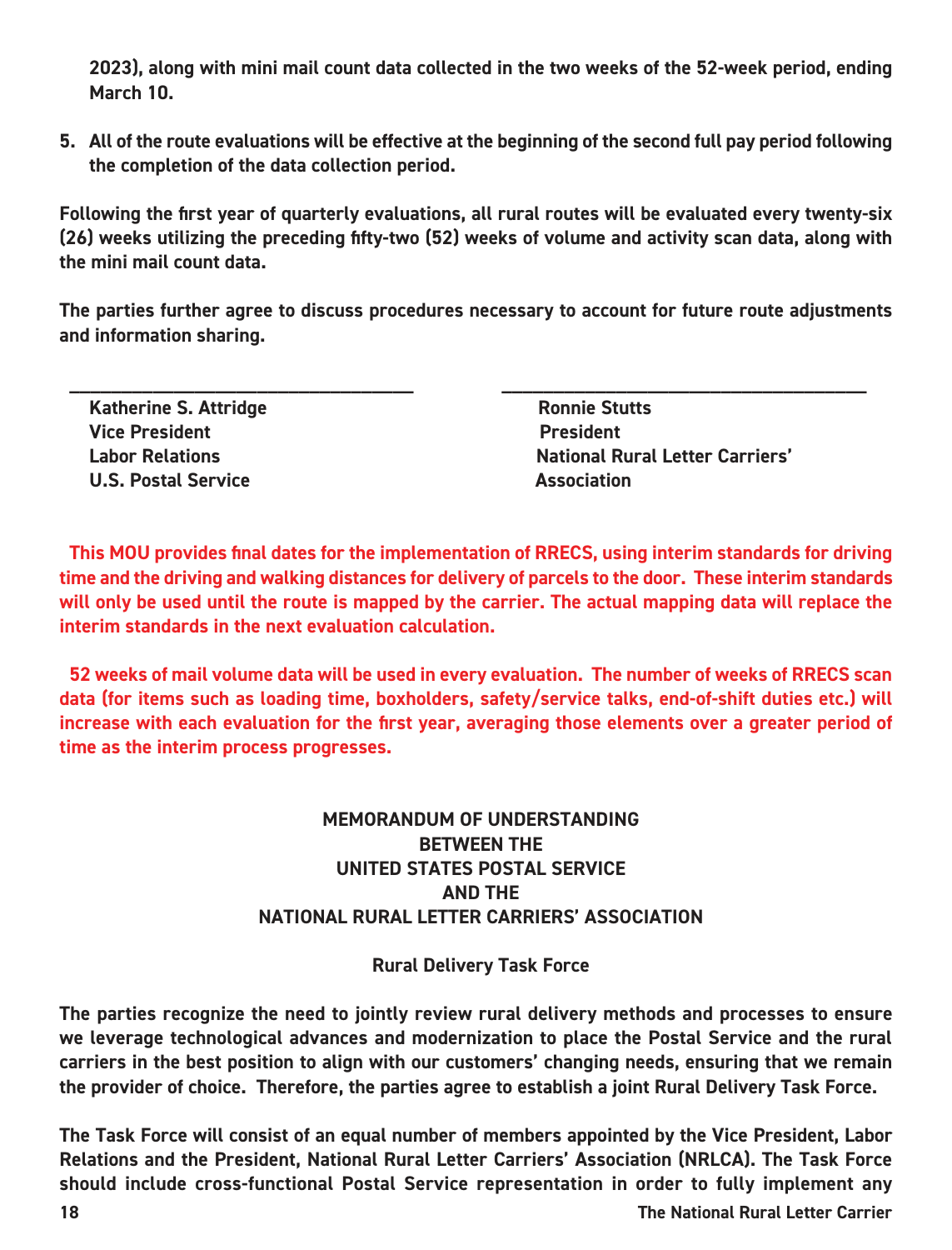**2023), along with mini mail count data collected in the two weeks of the 52-week period, ending March 10.**

5. **All of the route evaluations will be effective at the beginning of the second full pay period following the completion of the data collection period.**

**Following the first year of quarterly evaluations, all rural routes will be evaluated every twenty-six (26) weeks utilizing the preceding fifty-two (52) weeks of volume and activity scan data, along with the mini mail count data.**

**The parties further agree to discuss procedures necessary to account for future route adjustments and information sharing.**

| _________________________ | _________________________ |
|---|---|
| **Katherine S. Attridge** | **Ronnie Stutts** |
| **Vice President** | **President** |
| **Labor Relations** | **National Rural Letter Carriers'** |
| **U.S. Postal Service** | **Association** |

**This MOU provides final dates for the implementation of RRECS, using interim standards for driving time and the driving and walking distances for delivery of parcels to the door. These interim standards will only be used until the route is mapped by the carrier. The actual mapping data will replace the interim standards in the next evaluation calculation.**

**52 weeks of mail volume data will be used in every evaluation. The number of weeks of RRECS scan data (for items such as loading time, boxholders, safety/service talks, end-of-shift duties etc.) will increase with each evaluation for the first year, averaging those elements over a greater period of time as the interim process progresses.**

## MEMORANDUM OF UNDERSTANDING BETWEEN THE UNITED STATES POSTAL SERVICE AND THE NATIONAL RURAL LETTER CARRIERS' ASSOCIATION

### Rural Delivery Task Force

**The parties recognize the need to jointly review rural delivery methods and processes to ensure we leverage technological advances and modernization to place the Postal Service and the rural carriers in the best position to align with our customers' changing needs, ensuring that we remain the provider of choice. Therefore, the parties agree to establish a joint Rural Delivery Task Force.**

**The Task Force will consist of an equal number of members appointed by the Vice President, Labor Relations and the President, National Rural Letter Carriers' Association (NRLCA). The Task Force should include cross-functional Postal Service representation in order to fully implement any**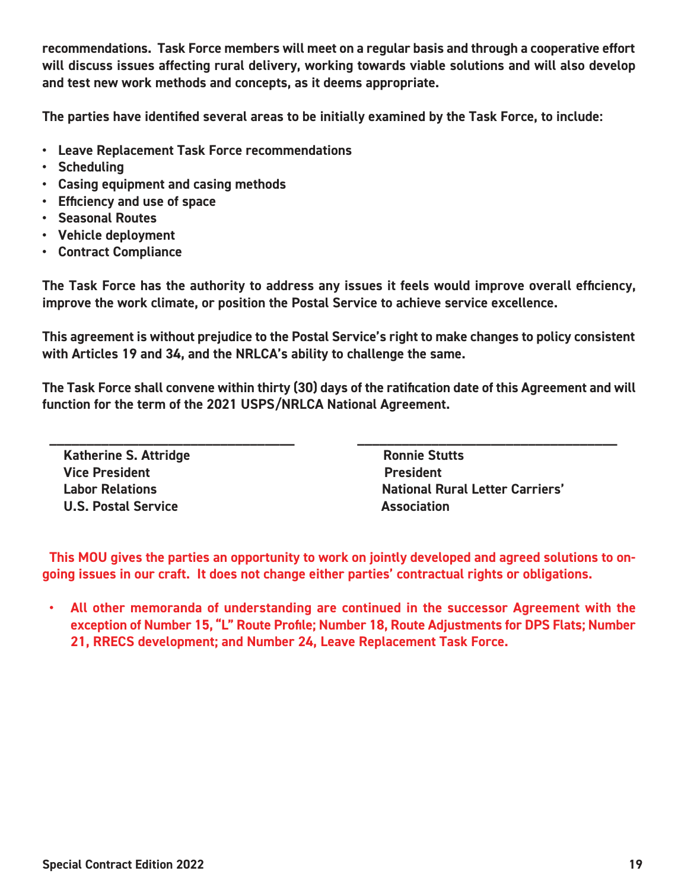**recommendations. Task Force members will meet on a regular basis and through a cooperative effort will discuss issues affecting rural delivery, working towards viable solutions and will also develop and test new work methods and concepts, as it deems appropriate.**

**The parties have identified several areas to be initially examined by the Task Force, to include:**

- **Leave Replacement Task Force recommendations**
- **Scheduling**
- **Casing equipment and casing methods**
- **Efficiency and use of space**
- **Seasonal Routes**
- **Vehicle deployment**
- **Contract Compliance**

**The Task Force has the authority to address any issues it feels would improve overall efficiency, improve the work climate, or position the Postal Service to achieve service excellence.**

**This agreement is without prejudice to the Postal Service's right to make changes to policy consistent with Articles 19 and 34, and the NRLCA's ability to challenge the same.**

**The Task Force shall convene within thirty (30) days of the ratification date of this Agreement and will function for the term of the 2021 USPS/NRLCA National Agreement.**

| | |
|---|---|
| **Katherine S. Attridge** | **Ronnie Stutts** |
| **Vice President** | **President** |
| **Labor Relations** | **National Rural Letter Carriers'** |
| **U.S. Postal Service** | **Association** |

**This MOU gives the parties an opportunity to work on jointly developed and agreed solutions to on-going issues in our craft. It does not change either parties' contractual rights or obligations.**

- **All other memoranda of understanding are continued in the successor Agreement with the exception of Number 15, "L" Route Profile; Number 18, Route Adjustments for DPS Flats; Number 21, RRECS development; and Number 24, Leave Replacement Task Force.**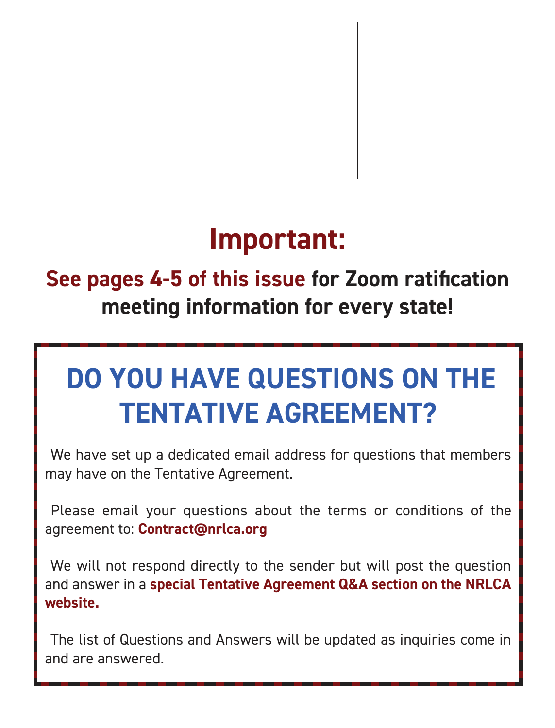# Important:

**See pages 4-5 of this issue for Zoom ratification meeting information for every state!**

## DO YOU HAVE QUESTIONS ON THE TENTATIVE AGREEMENT?

We have set up a dedicated email address for questions that members may have on the Tentative Agreement.

Please email your questions about the terms or conditions of the agreement to: **Contract@nrlca.org**

We will not respond directly to the sender but will post the question and answer in a **special Tentative Agreement Q&A section on the NRLCA website.**

The list of Questions and Answers will be updated as inquiries come in and are answered.